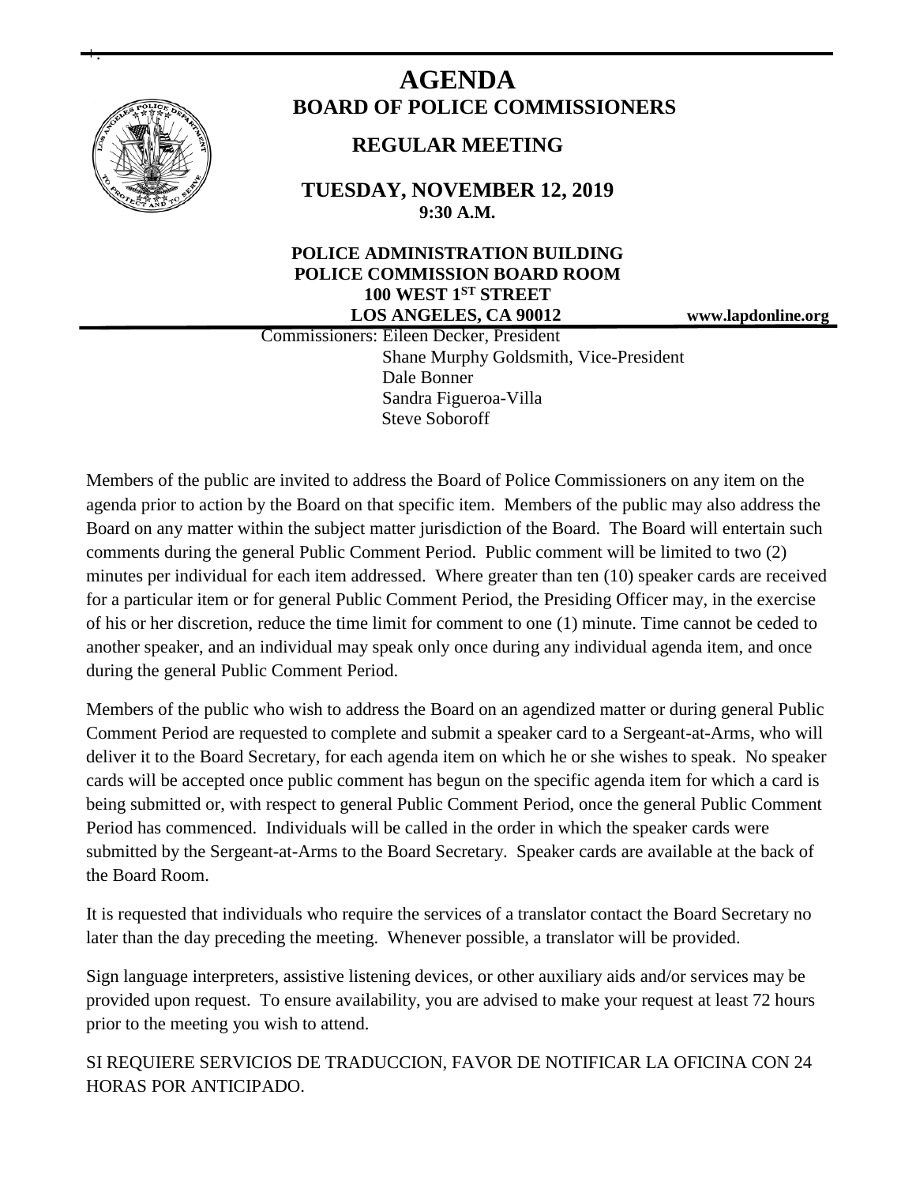# AGENDA

## BOARD OF POLICE COMMISSIONERS

### REGULAR MEETING

**TUESDAY, NOVEMBER 12, 2019**
**9:30 A.M.**

**POLICE ADMINISTRATION BUILDING**
**POLICE COMMISSION BOARD ROOM**
**100 WEST 1ST STREET**
**LOS ANGELES, CA 90012**

**www.lapdonline.org**

Commissioners: Eileen Decker, President
Shane Murphy Goldsmith, Vice-President
Dale Bonner
Sandra Figueroa-Villa
Steve Soboroff

Members of the public are invited to address the Board of Police Commissioners on any item on the agenda prior to action by the Board on that specific item. Members of the public may also address the Board on any matter within the subject matter jurisdiction of the Board. The Board will entertain such comments during the general Public Comment Period. Public comment will be limited to two (2) minutes per individual for each item addressed. Where greater than ten (10) speaker cards are received for a particular item or for general Public Comment Period, the Presiding Officer may, in the exercise of his or her discretion, reduce the time limit for comment to one (1) minute. Time cannot be ceded to another speaker, and an individual may speak only once during any individual agenda item, and once during the general Public Comment Period.

Members of the public who wish to address the Board on an agendized matter or during general Public Comment Period are requested to complete and submit a speaker card to a Sergeant-at-Arms, who will deliver it to the Board Secretary, for each agenda item on which he or she wishes to speak. No speaker cards will be accepted once public comment has begun on the specific agenda item for which a card is being submitted or, with respect to general Public Comment Period, once the general Public Comment Period has commenced. Individuals will be called in the order in which the speaker cards were submitted by the Sergeant-at-Arms to the Board Secretary. Speaker cards are available at the back of the Board Room.

It is requested that individuals who require the services of a translator contact the Board Secretary no later than the day preceding the meeting. Whenever possible, a translator will be provided.

Sign language interpreters, assistive listening devices, or other auxiliary aids and/or services may be provided upon request. To ensure availability, you are advised to make your request at least 72 hours prior to the meeting you wish to attend.

SI REQUIERE SERVICIOS DE TRADUCCION, FAVOR DE NOTIFICAR LA OFICINA CON 24 HORAS POR ANTICIPADO.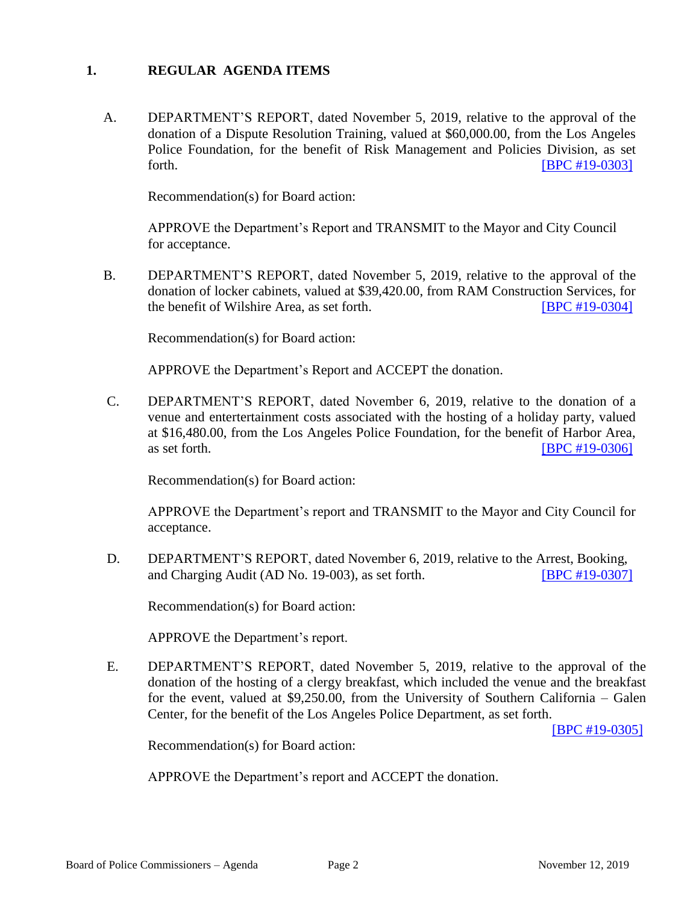## 1. REGULAR AGENDA ITEMS

A. DEPARTMENT'S REPORT, dated November 5, 2019, relative to the approval of the donation of a Dispute Resolution Training, valued at $60,000.00, from the Los Angeles Police Foundation, for the benefit of Risk Management and Policies Division, as set forth. [BPC #19-0303]

Recommendation(s) for Board action:

APPROVE the Department's Report and TRANSMIT to the Mayor and City Council for acceptance.

B. DEPARTMENT'S REPORT, dated November 5, 2019, relative to the approval of the donation of locker cabinets, valued at $39,420.00, from RAM Construction Services, for the benefit of Wilshire Area, as set forth. [BPC #19-0304]

Recommendation(s) for Board action:

APPROVE the Department's Report and ACCEPT the donation.

C. DEPARTMENT'S REPORT, dated November 6, 2019, relative to the donation of a venue and entertainment costs associated with the hosting of a holiday party, valued at $16,480.00, from the Los Angeles Police Foundation, for the benefit of Harbor Area, as set forth. [BPC #19-0306]

Recommendation(s) for Board action:

APPROVE the Department's report and TRANSMIT to the Mayor and City Council for acceptance.

D. DEPARTMENT'S REPORT, dated November 6, 2019, relative to the Arrest, Booking, and Charging Audit (AD No. 19-003), as set forth. [BPC #19-0307]

Recommendation(s) for Board action:

APPROVE the Department's report.

E. DEPARTMENT'S REPORT, dated November 5, 2019, relative to the approval of the donation of the hosting of a clergy breakfast, which included the venue and the breakfast for the event, valued at $9,250.00, from the University of Southern California – Galen Center, for the benefit of the Los Angeles Police Department, as set forth. [BPC #19-0305]

Recommendation(s) for Board action:

APPROVE the Department's report and ACCEPT the donation.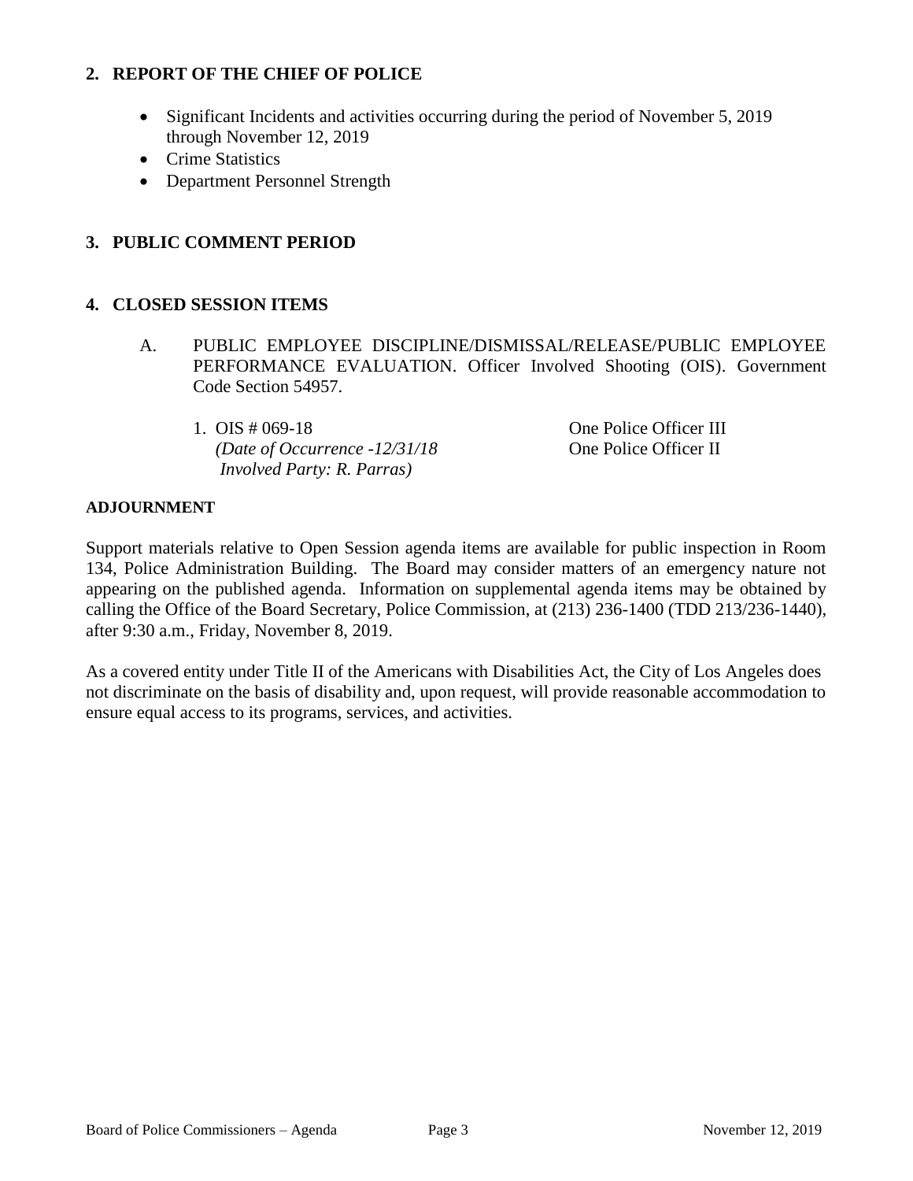## 2. REPORT OF THE CHIEF OF POLICE

- Significant Incidents and activities occurring during the period of November 5, 2019 through November 12, 2019
- Crime Statistics
- Department Personnel Strength

## 3. PUBLIC COMMENT PERIOD

## 4. CLOSED SESSION ITEMS

A. PUBLIC EMPLOYEE DISCIPLINE/DISMISSAL/RELEASE/PUBLIC EMPLOYEE PERFORMANCE EVALUATION. Officer Involved Shooting (OIS). Government Code Section 54957.

1. OIS # 069-18 — One Police Officer III, One Police Officer II
   *(Date of Occurrence -12/31/18*
   *Involved Party: R. Parras)*

**ADJOURNMENT**

Support materials relative to Open Session agenda items are available for public inspection in Room 134, Police Administration Building. The Board may consider matters of an emergency nature not appearing on the published agenda. Information on supplemental agenda items may be obtained by calling the Office of the Board Secretary, Police Commission, at (213) 236-1400 (TDD 213/236-1440), after 9:30 a.m., Friday, November 8, 2019.

As a covered entity under Title II of the Americans with Disabilities Act, the City of Los Angeles does not discriminate on the basis of disability and, upon request, will provide reasonable accommodation to ensure equal access to its programs, services, and activities.